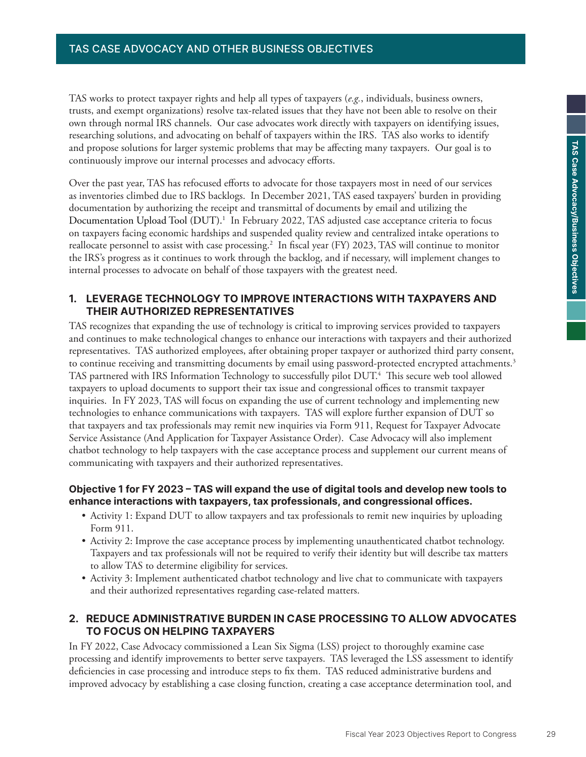# TAS CASE ADVOCACY AND OTHER BUSINESS OBJECTIVES

TAS works to protect taxpayer rights and help all types of taxpayers (*e.g.*, individuals, business owners, trusts, and exempt organizations) resolve tax-related issues that they have not been able to resolve on their own through normal IRS channels. Our case advocates work directly with taxpayers on identifying issues, researching solutions, and advocating on behalf of taxpayers within the IRS. TAS also works to identify and propose solutions for larger systemic problems that may be affecting many taxpayers. Our goal is to continuously improve our internal processes and advocacy efforts.

Over the past year, TAS has refocused efforts to advocate for those taxpayers most in need of our services as inventories climbed due to IRS backlogs. In December 2021, TAS eased taxpayers' burden in providing documentation by authorizing the receipt and transmittal of documents by email and utilizing the Documentation Upload Tool (DUT).[1] In February 2022, TAS adjusted case acceptance criteria to focus on taxpayers facing economic hardships and suspended quality review and centralized intake operations to reallocate personnel to assist with case processing.[2] In fiscal year (FY) 2023, TAS will continue to monitor the IRS's progress as it continues to work through the backlog, and if necessary, will implement changes to internal processes to advocate on behalf of those taxpayers with the greatest need.

## 1. LEVERAGE TECHNOLOGY TO IMPROVE INTERACTIONS WITH TAXPAYERS AND THEIR AUTHORIZED REPRESENTATIVES

TAS recognizes that expanding the use of technology is critical to improving services provided to taxpayers and continues to make technological changes to enhance our interactions with taxpayers and their authorized representatives. TAS authorized employees, after obtaining proper taxpayer or authorized third party consent, to continue receiving and transmitting documents by email using password-protected encrypted attachments.[3] TAS partnered with IRS Information Technology to successfully pilot DUT.[4] This secure web tool allowed taxpayers to upload documents to support their tax issue and congressional offices to transmit taxpayer inquiries. In FY 2023, TAS will focus on expanding the use of current technology and implementing new technologies to enhance communications with taxpayers. TAS will explore further expansion of DUT so that taxpayers and tax professionals may remit new inquiries via Form 911, Request for Taxpayer Advocate Service Assistance (And Application for Taxpayer Assistance Order). Case Advocacy will also implement chatbot technology to help taxpayers with the case acceptance process and supplement our current means of communicating with taxpayers and their authorized representatives.

### Objective 1 for FY 2023 – TAS will expand the use of digital tools and develop new tools to enhance interactions with taxpayers, tax professionals, and congressional offices.

- Activity 1: Expand DUT to allow taxpayers and tax professionals to remit new inquiries by uploading Form 911.
- Activity 2: Improve the case acceptance process by implementing unauthenticated chatbot technology. Taxpayers and tax professionals will not be required to verify their identity but will describe tax matters to allow TAS to determine eligibility for services.
- Activity 3: Implement authenticated chatbot technology and live chat to communicate with taxpayers and their authorized representatives regarding case-related matters.

## 2. REDUCE ADMINISTRATIVE BURDEN IN CASE PROCESSING TO ALLOW ADVOCATES TO FOCUS ON HELPING TAXPAYERS

In FY 2022, Case Advocacy commissioned a Lean Six Sigma (LSS) project to thoroughly examine case processing and identify improvements to better serve taxpayers. TAS leveraged the LSS assessment to identify deficiencies in case processing and introduce steps to fix them. TAS reduced administrative burdens and improved advocacy by establishing a case closing function, creating a case acceptance determination tool, and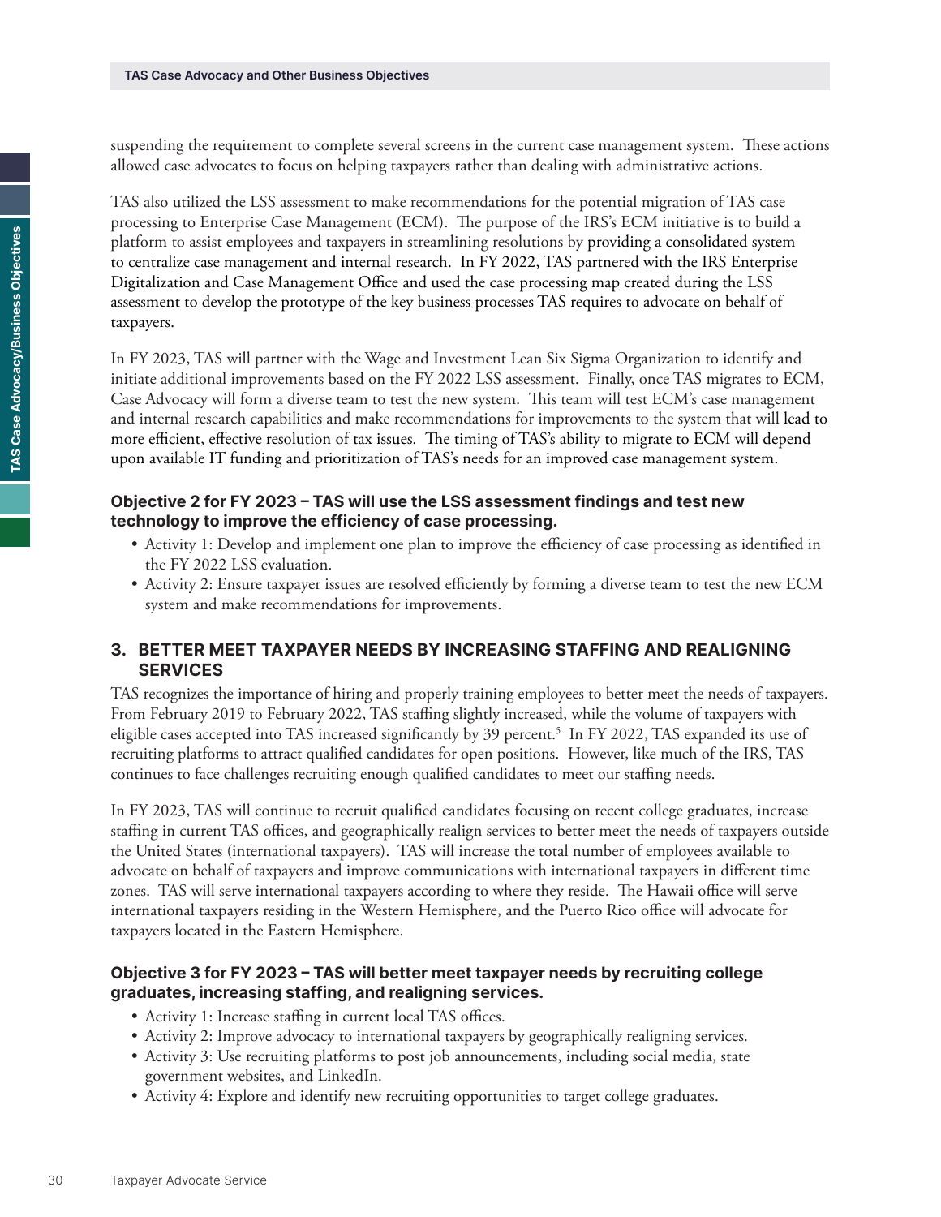suspending the requirement to complete several screens in the current case management system. These actions allowed case advocates to focus on helping taxpayers rather than dealing with administrative actions.

TAS also utilized the LSS assessment to make recommendations for the potential migration of TAS case processing to Enterprise Case Management (ECM). The purpose of the IRS's ECM initiative is to build a platform to assist employees and taxpayers in streamlining resolutions by providing a consolidated system to centralize case management and internal research. In FY 2022, TAS partnered with the IRS Enterprise Digitalization and Case Management Office and used the case processing map created during the LSS assessment to develop the prototype of the key business processes TAS requires to advocate on behalf of taxpayers.

In FY 2023, TAS will partner with the Wage and Investment Lean Six Sigma Organization to identify and initiate additional improvements based on the FY 2022 LSS assessment. Finally, once TAS migrates to ECM, Case Advocacy will form a diverse team to test the new system. This team will test ECM's case management and internal research capabilities and make recommendations for improvements to the system that will lead to more efficient, effective resolution of tax issues. The timing of TAS's ability to migrate to ECM will depend upon available IT funding and prioritization of TAS's needs for an improved case management system.

#### Objective 2 for FY 2023 – TAS will use the LSS assessment findings and test new technology to improve the efficiency of case processing.

- Activity 1: Develop and implement one plan to improve the efficiency of case processing as identified in the FY 2022 LSS evaluation.
- Activity 2: Ensure taxpayer issues are resolved efficiently by forming a diverse team to test the new ECM system and make recommendations for improvements.

### 3. BETTER MEET TAXPAYER NEEDS BY INCREASING STAFFING AND REALIGNING SERVICES

TAS recognizes the importance of hiring and properly training employees to better meet the needs of taxpayers. From February 2019 to February 2022, TAS staffing slightly increased, while the volume of taxpayers with eligible cases accepted into TAS increased significantly by 39 percent.[5] In FY 2022, TAS expanded its use of recruiting platforms to attract qualified candidates for open positions. However, like much of the IRS, TAS continues to face challenges recruiting enough qualified candidates to meet our staffing needs.

In FY 2023, TAS will continue to recruit qualified candidates focusing on recent college graduates, increase staffing in current TAS offices, and geographically realign services to better meet the needs of taxpayers outside the United States (international taxpayers). TAS will increase the total number of employees available to advocate on behalf of taxpayers and improve communications with international taxpayers in different time zones. TAS will serve international taxpayers according to where they reside. The Hawaii office will serve international taxpayers residing in the Western Hemisphere, and the Puerto Rico office will advocate for taxpayers located in the Eastern Hemisphere.

#### Objective 3 for FY 2023 – TAS will better meet taxpayer needs by recruiting college graduates, increasing staffing, and realigning services.

- Activity 1: Increase staffing in current local TAS offices.
- Activity 2: Improve advocacy to international taxpayers by geographically realigning services.
- Activity 3: Use recruiting platforms to post job announcements, including social media, state government websites, and LinkedIn.
- Activity 4: Explore and identify new recruiting opportunities to target college graduates.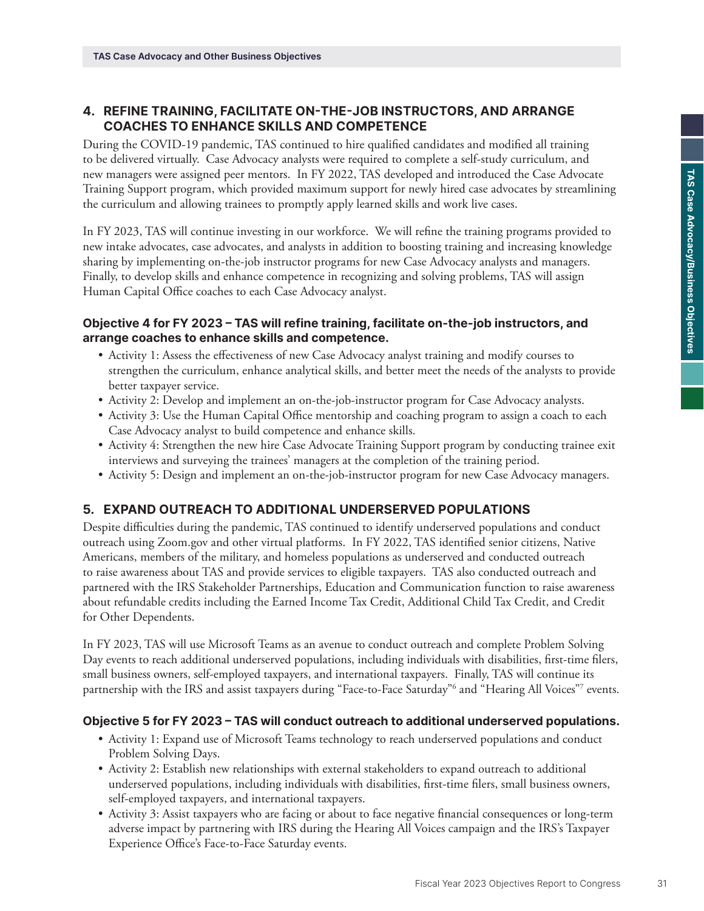## 4. REFINE TRAINING, FACILITATE ON-THE-JOB INSTRUCTORS, AND ARRANGE COACHES TO ENHANCE SKILLS AND COMPETENCE

During the COVID-19 pandemic, TAS continued to hire qualified candidates and modified all training to be delivered virtually. Case Advocacy analysts were required to complete a self-study curriculum, and new managers were assigned peer mentors. In FY 2022, TAS developed and introduced the Case Advocate Training Support program, which provided maximum support for newly hired case advocates by streamlining the curriculum and allowing trainees to promptly apply learned skills and work live cases.

In FY 2023, TAS will continue investing in our workforce. We will refine the training programs provided to new intake advocates, case advocates, and analysts in addition to boosting training and increasing knowledge sharing by implementing on-the-job instructor programs for new Case Advocacy analysts and managers. Finally, to develop skills and enhance competence in recognizing and solving problems, TAS will assign Human Capital Office coaches to each Case Advocacy analyst.

### Objective 4 for FY 2023 – TAS will refine training, facilitate on-the-job instructors, and arrange coaches to enhance skills and competence.

- Activity 1: Assess the effectiveness of new Case Advocacy analyst training and modify courses to strengthen the curriculum, enhance analytical skills, and better meet the needs of the analysts to provide better taxpayer service.
- Activity 2: Develop and implement an on-the-job-instructor program for Case Advocacy analysts.
- Activity 3: Use the Human Capital Office mentorship and coaching program to assign a coach to each Case Advocacy analyst to build competence and enhance skills.
- Activity 4: Strengthen the new hire Case Advocate Training Support program by conducting trainee exit interviews and surveying the trainees' managers at the completion of the training period.
- Activity 5: Design and implement an on-the-job-instructor program for new Case Advocacy managers.

## 5. EXPAND OUTREACH TO ADDITIONAL UNDERSERVED POPULATIONS

Despite difficulties during the pandemic, TAS continued to identify underserved populations and conduct outreach using Zoom.gov and other virtual platforms. In FY 2022, TAS identified senior citizens, Native Americans, members of the military, and homeless populations as underserved and conducted outreach to raise awareness about TAS and provide services to eligible taxpayers. TAS also conducted outreach and partnered with the IRS Stakeholder Partnerships, Education and Communication function to raise awareness about refundable credits including the Earned Income Tax Credit, Additional Child Tax Credit, and Credit for Other Dependents.

In FY 2023, TAS will use Microsoft Teams as an avenue to conduct outreach and complete Problem Solving Day events to reach additional underserved populations, including individuals with disabilities, first-time filers, small business owners, self-employed taxpayers, and international taxpayers. Finally, TAS will continue its partnership with the IRS and assist taxpayers during "Face-to-Face Saturday"[6] and "Hearing All Voices"[7] events.

### Objective 5 for FY 2023 – TAS will conduct outreach to additional underserved populations.

- Activity 1: Expand use of Microsoft Teams technology to reach underserved populations and conduct Problem Solving Days.
- Activity 2: Establish new relationships with external stakeholders to expand outreach to additional underserved populations, including individuals with disabilities, first-time filers, small business owners, self-employed taxpayers, and international taxpayers.
- Activity 3: Assist taxpayers who are facing or about to face negative financial consequences or long-term adverse impact by partnering with IRS during the Hearing All Voices campaign and the IRS's Taxpayer Experience Office's Face-to-Face Saturday events.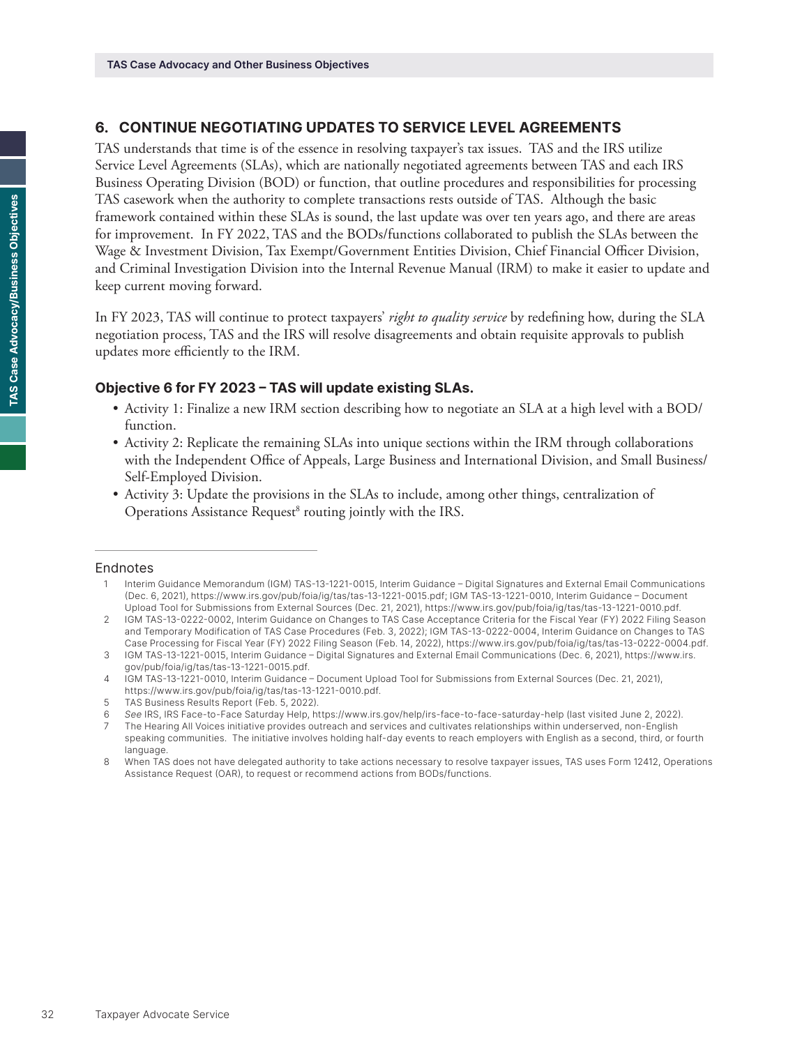## 6. CONTINUE NEGOTIATING UPDATES TO SERVICE LEVEL AGREEMENTS

TAS understands that time is of the essence in resolving taxpayer's tax issues. TAS and the IRS utilize Service Level Agreements (SLAs), which are nationally negotiated agreements between TAS and each IRS Business Operating Division (BOD) or function, that outline procedures and responsibilities for processing TAS casework when the authority to complete transactions rests outside of TAS. Although the basic framework contained within these SLAs is sound, the last update was over ten years ago, and there are areas for improvement. In FY 2022, TAS and the BODs/functions collaborated to publish the SLAs between the Wage & Investment Division, Tax Exempt/Government Entities Division, Chief Financial Officer Division, and Criminal Investigation Division into the Internal Revenue Manual (IRM) to make it easier to update and keep current moving forward.

In FY 2023, TAS will continue to protect taxpayers' *right to quality service* by redefining how, during the SLA negotiation process, TAS and the IRS will resolve disagreements and obtain requisite approvals to publish updates more efficiently to the IRM.

### Objective 6 for FY 2023 – TAS will update existing SLAs.

- Activity 1: Finalize a new IRM section describing how to negotiate an SLA at a high level with a BOD/function.
- Activity 2: Replicate the remaining SLAs into unique sections within the IRM through collaborations with the Independent Office of Appeals, Large Business and International Division, and Small Business/Self-Employed Division.
- Activity 3: Update the provisions in the SLAs to include, among other things, centralization of Operations Assistance Request[8] routing jointly with the IRS.

---

Endnotes

1. Interim Guidance Memorandum (IGM) TAS-13-1221-0015, Interim Guidance – Digital Signatures and External Email Communications (Dec. 6, 2021), https://www.irs.gov/pub/foia/ig/tas/tas-13-1221-0015.pdf; IGM TAS-13-1221-0010, Interim Guidance – Document Upload Tool for Submissions from External Sources (Dec. 21, 2021), https://www.irs.gov/pub/foia/ig/tas/tas-13-1221-0010.pdf.
2. IGM TAS-13-0222-0002, Interim Guidance on Changes to TAS Case Acceptance Criteria for the Fiscal Year (FY) 2022 Filing Season and Temporary Modification of TAS Case Procedures (Feb. 3, 2022); IGM TAS-13-0222-0004, Interim Guidance on Changes to TAS Case Processing for Fiscal Year (FY) 2022 Filing Season (Feb. 14, 2022), https://www.irs.gov/pub/foia/ig/tas/tas-13-0222-0004.pdf.
3. IGM TAS-13-1221-0015, Interim Guidance – Digital Signatures and External Email Communications (Dec. 6, 2021), https://www.irs.gov/pub/foia/ig/tas/tas-13-1221-0015.pdf.
4. IGM TAS-13-1221-0010, Interim Guidance – Document Upload Tool for Submissions from External Sources (Dec. 21, 2021), https://www.irs.gov/pub/foia/ig/tas/tas-13-1221-0010.pdf.
5. TAS Business Results Report (Feb. 5, 2022).
6. *See* IRS, IRS Face-to-Face Saturday Help, https://www.irs.gov/help/irs-face-to-face-saturday-help (last visited June 2, 2022).
7. The Hearing All Voices initiative provides outreach and services and cultivates relationships within underserved, non-English speaking communities. The initiative involves holding half-day events to reach employers with English as a second, third, or fourth language.
8. When TAS does not have delegated authority to take actions necessary to resolve taxpayer issues, TAS uses Form 12412, Operations Assistance Request (OAR), to request or recommend actions from BODs/functions.